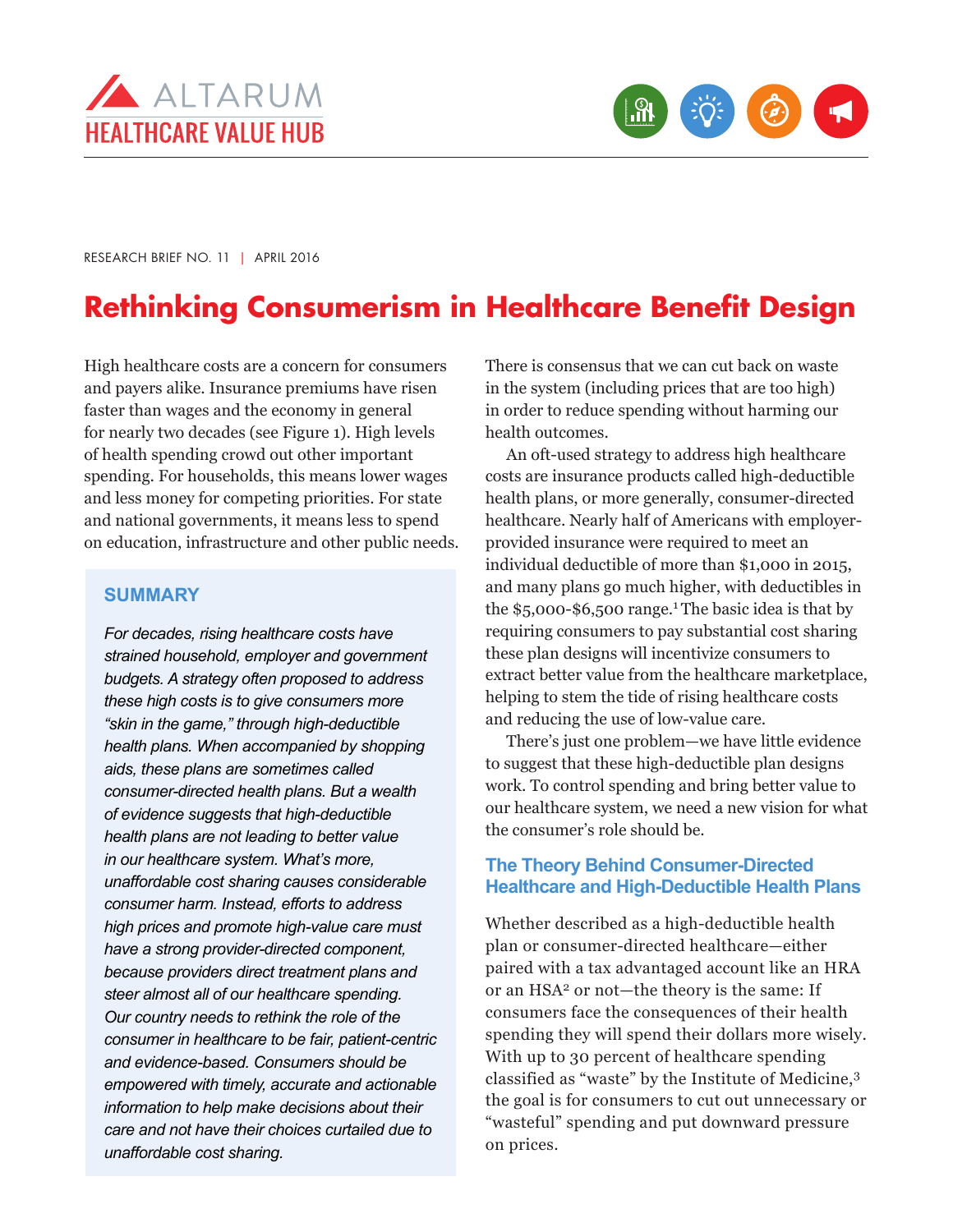ALTARUM
HEALTHCARE VALUE HUB

RESEARCH BRIEF NO. 11 | APRIL 2016

# Rethinking Consumerism in Healthcare Benefit Design

High healthcare costs are a concern for consumers and payers alike. Insurance premiums have risen faster than wages and the economy in general for nearly two decades (see Figure 1). High levels of health spending crowd out other important spending. For households, this means lower wages and less money for competing priorities. For state and national governments, it means less to spend on education, infrastructure and other public needs.

## SUMMARY

*For decades, rising healthcare costs have strained household, employer and government budgets. A strategy often proposed to address these high costs is to give consumers more "skin in the game," through high-deductible health plans. When accompanied by shopping aids, these plans are sometimes called consumer-directed health plans. But a wealth of evidence suggests that high-deductible health plans are not leading to better value in our healthcare system. What's more, unaffordable cost sharing causes considerable consumer harm. Instead, efforts to address high prices and promote high-value care must have a strong provider-directed component, because providers direct treatment plans and steer almost all of our healthcare spending. Our country needs to rethink the role of the consumer in healthcare to be fair, patient-centric and evidence-based. Consumers should be empowered with timely, accurate and actionable information to help make decisions about their care and not have their choices curtailed due to unaffordable cost sharing.*

There is consensus that we can cut back on waste in the system (including prices that are too high) in order to reduce spending without harming our health outcomes.

An oft-used strategy to address high healthcare costs are insurance products called high-deductible health plans, or more generally, consumer-directed healthcare. Nearly half of Americans with employer-provided insurance were required to meet an individual deductible of more than $1,000 in 2015, and many plans go much higher, with deductibles in the $5,000-$6,500 range.[1] The basic idea is that by requiring consumers to pay substantial cost sharing these plan designs will incentivize consumers to extract better value from the healthcare marketplace, helping to stem the tide of rising healthcare costs and reducing the use of low-value care.

There's just one problem—we have little evidence to suggest that these high-deductible plan designs work. To control spending and bring better value to our healthcare system, we need a new vision for what the consumer's role should be.

## The Theory Behind Consumer-Directed Healthcare and High-Deductible Health Plans

Whether described as a high-deductible health plan or consumer-directed healthcare—either paired with a tax advantaged account like an HRA or an HSA[2] or not—the theory is the same: If consumers face the consequences of their health spending they will spend their dollars more wisely. With up to 30 percent of healthcare spending classified as "waste" by the Institute of Medicine,[3] the goal is for consumers to cut out unnecessary or "wasteful" spending and put downward pressure on prices.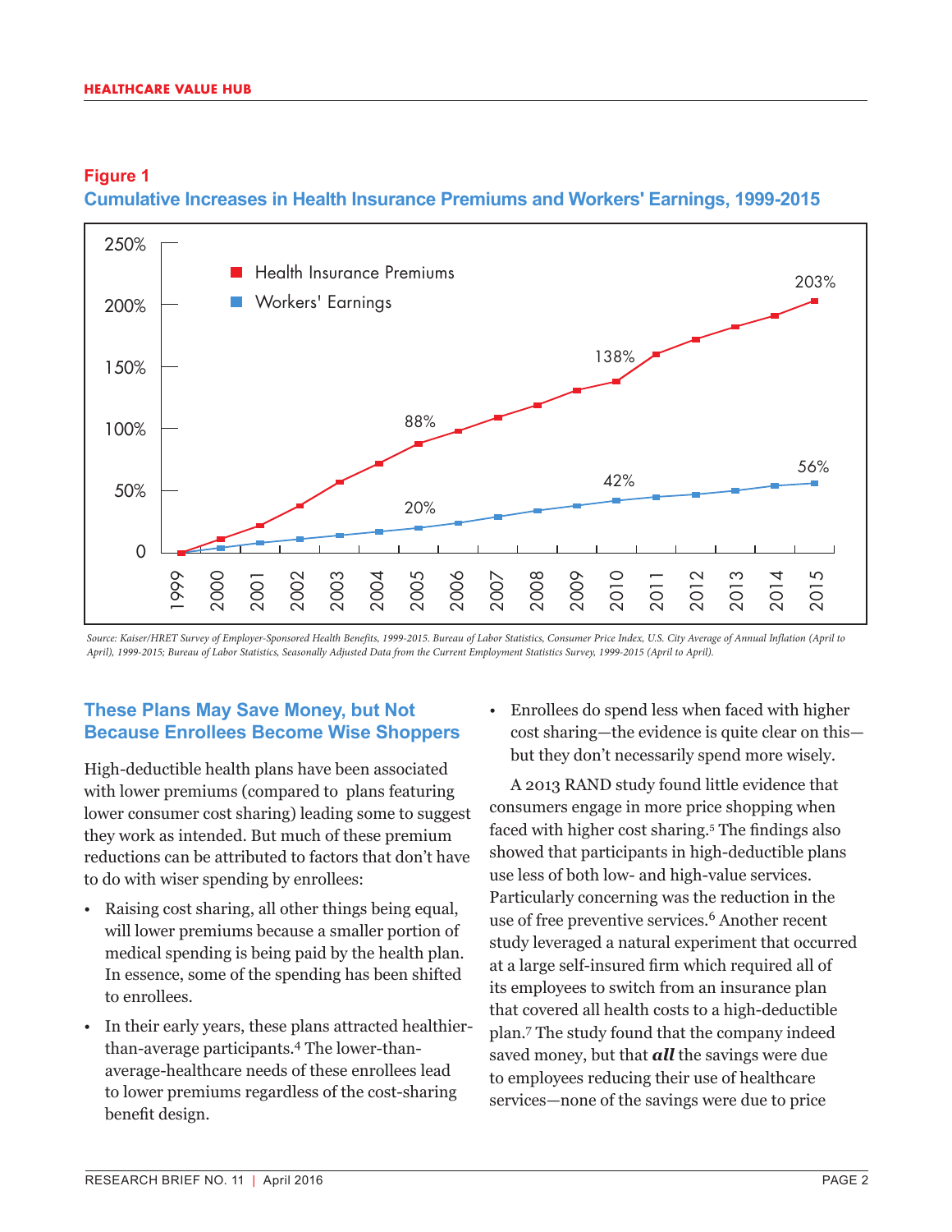**Figure 1**

**Cumulative Increases in Health Insurance Premiums and Workers' Earnings, 1999-2015**

*Source: Kaiser/HRET Survey of Employer-Sponsored Health Benefits, 1999-2015. Bureau of Labor Statistics, Consumer Price Index, U.S. City Average of Annual Inflation (April to April), 1999-2015; Bureau of Labor Statistics, Seasonally Adjusted Data from the Current Employment Statistics Survey, 1999-2015 (April to April).*

## These Plans May Save Money, but Not Because Enrollees Become Wise Shoppers

High-deductible health plans have been associated with lower premiums (compared to plans featuring lower consumer cost sharing) leading some to suggest they work as intended. But much of these premium reductions can be attributed to factors that don't have to do with wiser spending by enrollees:

- Raising cost sharing, all other things being equal, will lower premiums because a smaller portion of medical spending is being paid by the health plan. In essence, some of the spending has been shifted to enrollees.
- In their early years, these plans attracted healthier-than-average participants.[4] The lower-than-average-healthcare needs of these enrollees lead to lower premiums regardless of the cost-sharing benefit design.
- Enrollees do spend less when faced with higher cost sharing—the evidence is quite clear on this—but they don't necessarily spend more wisely.

A 2013 RAND study found little evidence that consumers engage in more price shopping when faced with higher cost sharing.[5] The findings also showed that participants in high-deductible plans use less of both low- and high-value services. Particularly concerning was the reduction in the use of free preventive services.[6] Another recent study leveraged a natural experiment that occurred at a large self-insured firm which required all of its employees to switch from an insurance plan that covered all health costs to a high-deductible plan.[7] The study found that the company indeed saved money, but that ***all*** the savings were due to employees reducing their use of healthcare services—none of the savings were due to price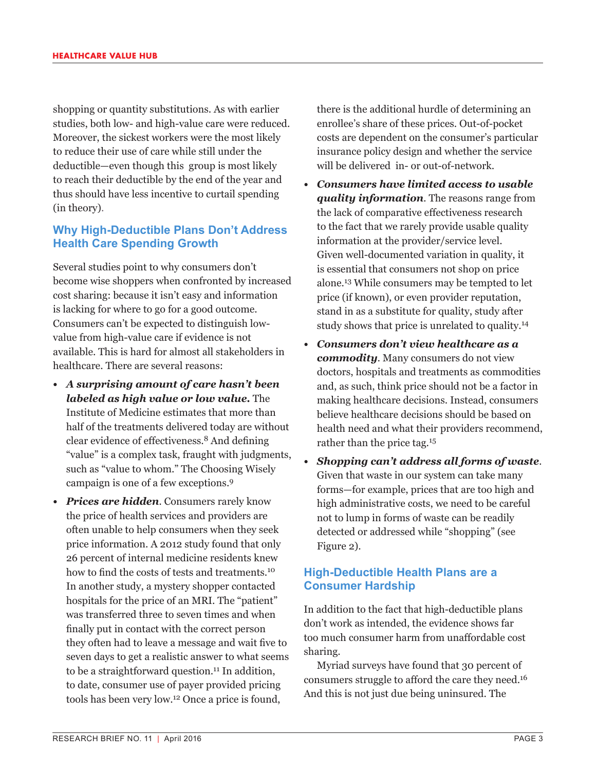shopping or quantity substitutions. As with earlier studies, both low- and high-value care were reduced. Moreover, the sickest workers were the most likely to reduce their use of care while still under the deductible—even though this group is most likely to reach their deductible by the end of the year and thus should have less incentive to curtail spending (in theory).

## Why High-Deductible Plans Don't Address Health Care Spending Growth

Several studies point to why consumers don't become wise shoppers when confronted by increased cost sharing: because it isn't easy and information is lacking for where to go for a good outcome. Consumers can't be expected to distinguish low-value from high-value care if evidence is not available. This is hard for almost all stakeholders in healthcare. There are several reasons:

- ***A surprising amount of care hasn't been labeled as high value or low value.*** The Institute of Medicine estimates that more than half of the treatments delivered today are without clear evidence of effectiveness.[8] And defining "value" is a complex task, fraught with judgments, such as "value to whom." The Choosing Wisely campaign is one of a few exceptions.[9]
- ***Prices are hidden***. Consumers rarely know the price of health services and providers are often unable to help consumers when they seek price information. A 2012 study found that only 26 percent of internal medicine residents knew how to find the costs of tests and treatments.[10] In another study, a mystery shopper contacted hospitals for the price of an MRI. The "patient" was transferred three to seven times and when finally put in contact with the correct person they often had to leave a message and wait five to seven days to get a realistic answer to what seems to be a straightforward question.[11] In addition, to date, consumer use of payer provided pricing tools has been very low.[12] Once a price is found, there is the additional hurdle of determining an enrollee's share of these prices. Out-of-pocket costs are dependent on the consumer's particular insurance policy design and whether the service will be delivered in- or out-of-network.
- ***Consumers have limited access to usable quality information***. The reasons range from the lack of comparative effectiveness research to the fact that we rarely provide usable quality information at the provider/service level. Given well-documented variation in quality, it is essential that consumers not shop on price alone.[13] While consumers may be tempted to let price (if known), or even provider reputation, stand in as a substitute for quality, study after study shows that price is unrelated to quality.[14]
- ***Consumers don't view healthcare as a commodity***. Many consumers do not view doctors, hospitals and treatments as commodities and, as such, think price should not be a factor in making healthcare decisions. Instead, consumers believe healthcare decisions should be based on health need and what their providers recommend, rather than the price tag.[15]
- ***Shopping can't address all forms of waste***. Given that waste in our system can take many forms—for example, prices that are too high and high administrative costs, we need to be careful not to lump in forms of waste can be readily detected or addressed while "shopping" (see Figure 2).

## High-Deductible Health Plans are a Consumer Hardship

In addition to the fact that high-deductible plans don't work as intended, the evidence shows far too much consumer harm from unaffordable cost sharing.

Myriad surveys have found that 30 percent of consumers struggle to afford the care they need.[16] And this is not just due being uninsured. The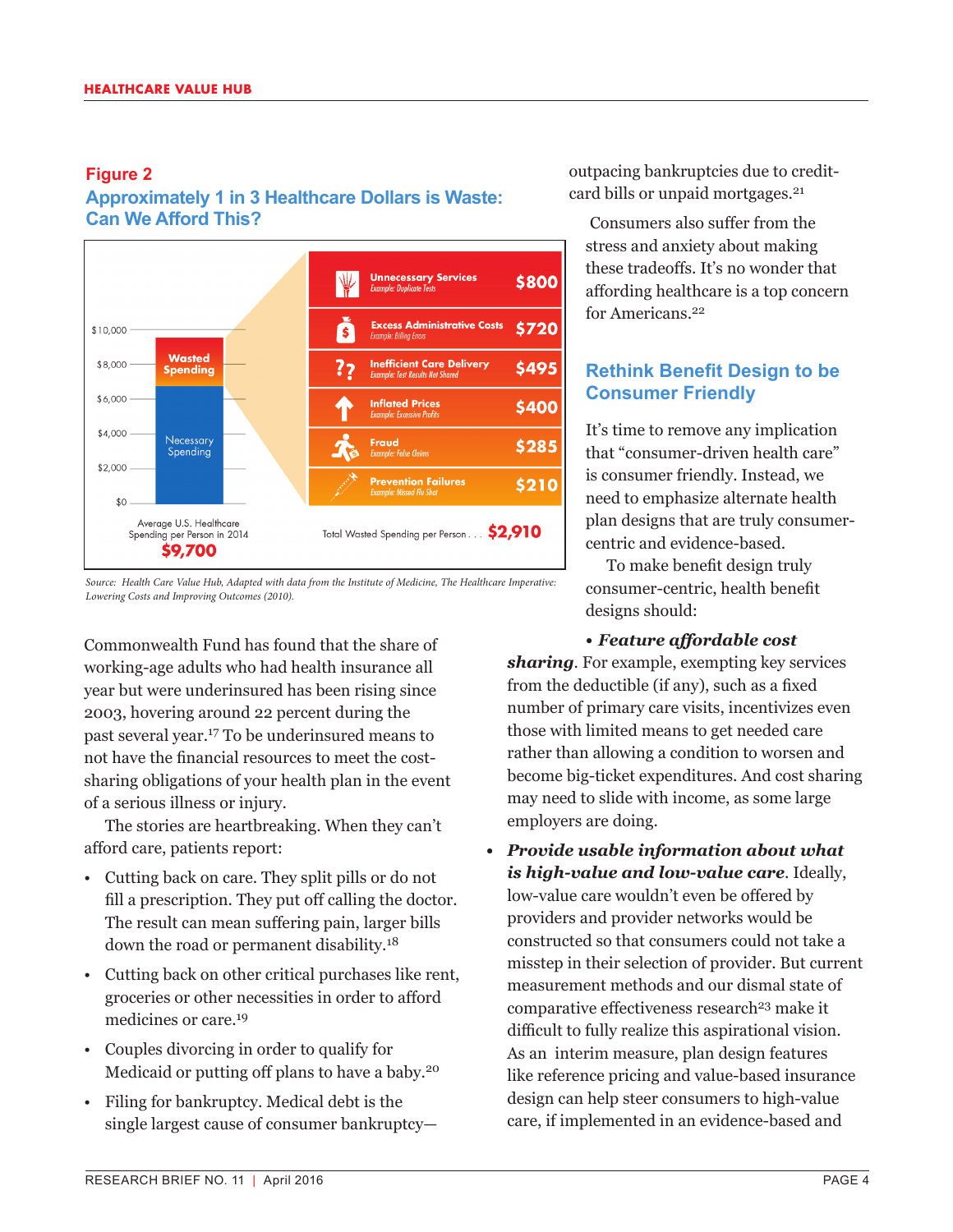## Figure 2

### Approximately 1 in 3 Healthcare Dollars is Waste: Can We Afford This?

| Category | Example | Amount |
|---|---|---|
| Unnecessary Services | Example: Duplicate Tests | $800 |
| Excess Administrative Costs | Example: Billing Errors | $720 |
| Inefficient Care Delivery | Example: Test Results Not Shared | $495 |
| Inflated Prices | Example: Excessive Profits | $400 |
| Fraud | Example: False Claims | $285 |
| Prevention Failures | Example: Missed Flu Shot | $210 |
| Total Wasted Spending per Person | | $2,910 |

Average U.S. Healthcare Spending per Person in 2014: **$9,700** (Wasted Spending; Necessary Spending)

*Source: Health Care Value Hub, Adapted with data from the Institute of Medicine, The Healthcare Imperative: Lowering Costs and Improving Outcomes (2010).*

Commonwealth Fund has found that the share of working-age adults who had health insurance all year but were underinsured has been rising since 2003, hovering around 22 percent during the past several year.[17] To be underinsured means to not have the financial resources to meet the cost-sharing obligations of your health plan in the event of a serious illness or injury.

The stories are heartbreaking. When they can't afford care, patients report:

- Cutting back on care. They split pills or do not fill a prescription. They put off calling the doctor. The result can mean suffering pain, larger bills down the road or permanent disability.[18]
- Cutting back on other critical purchases like rent, groceries or other necessities in order to afford medicines or care.[19]
- Couples divorcing in order to qualify for Medicaid or putting off plans to have a baby.[20]
- Filing for bankruptcy. Medical debt is the single largest cause of consumer bankruptcy—outpacing bankruptcies due to credit-card bills or unpaid mortgages.[21]

Consumers also suffer from the stress and anxiety about making these tradeoffs. It's no wonder that affording healthcare is a top concern for Americans.[22]

## Rethink Benefit Design to be Consumer Friendly

It's time to remove any implication that "consumer-driven health care" is consumer friendly. Instead, we need to emphasize alternate health plan designs that are truly consumer-centric and evidence-based.

To make benefit design truly consumer-centric, health benefit designs should:

- ***Feature affordable cost sharing***. For example, exempting key services from the deductible (if any), such as a fixed number of primary care visits, incentivizes even those with limited means to get needed care rather than allowing a condition to worsen and become big-ticket expenditures. And cost sharing may need to slide with income, as some large employers are doing.
- ***Provide usable information about what is high-value and low-value care***. Ideally, low-value care wouldn't even be offered by providers and provider networks would be constructed so that consumers could not take a misstep in their selection of provider. But current measurement methods and our dismal state of comparative effectiveness research[23] make it difficult to fully realize this aspirational vision. As an interim measure, plan design features like reference pricing and value-based insurance design can help steer consumers to high-value care, if implemented in an evidence-based and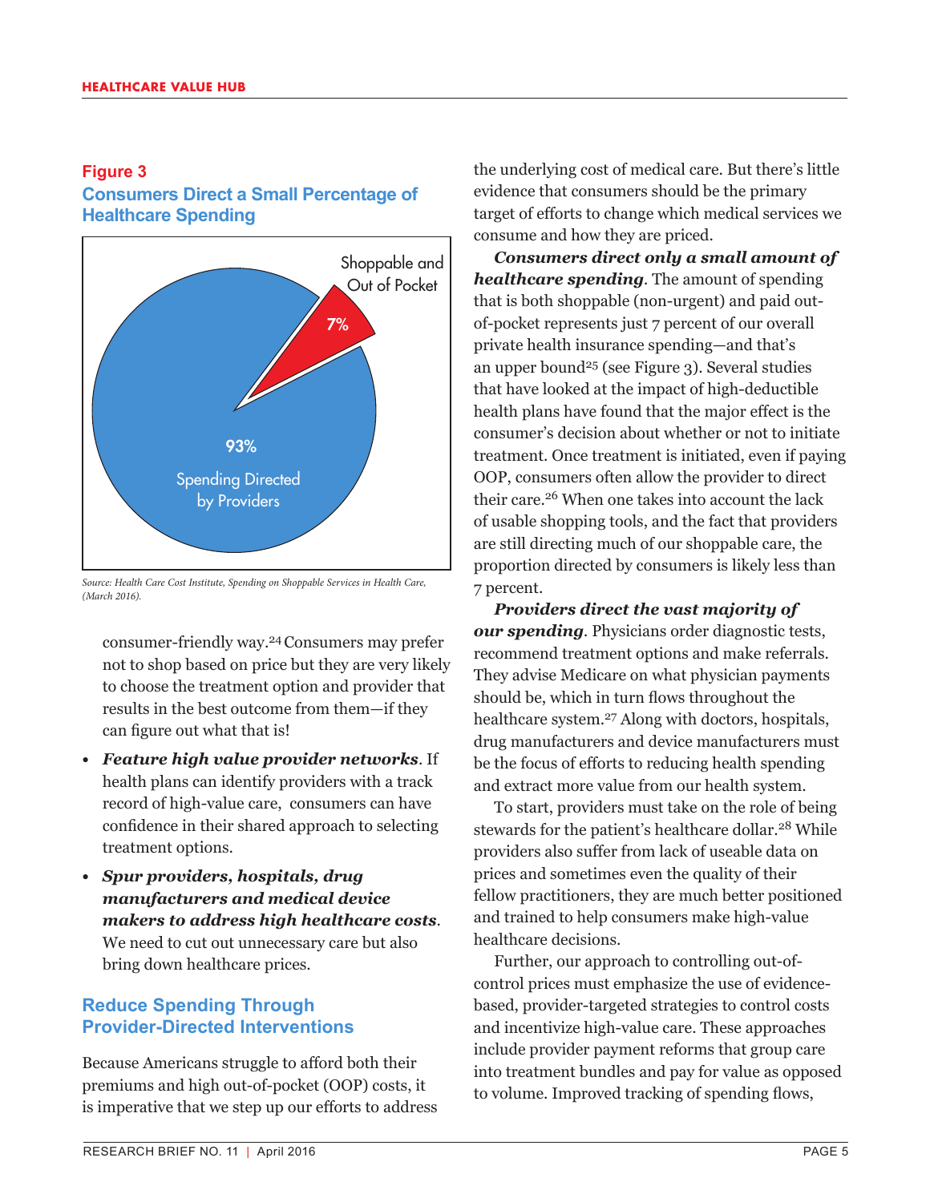**Figure 3**

**Consumers Direct a Small Percentage of Healthcare Spending**

Shoppable and Out of Pocket: 7%

93% Spending Directed by Providers

*Source: Health Care Cost Institute, Spending on Shoppable Services in Health Care, (March 2016).*

consumer-friendly way.[24] Consumers may prefer not to shop based on price but they are very likely to choose the treatment option and provider that results in the best outcome from them—if they can figure out what that is!

- ***Feature high value provider networks***. If health plans can identify providers with a track record of high-value care, consumers can have confidence in their shared approach to selecting treatment options.
- ***Spur providers, hospitals, drug manufacturers and medical device makers to address high healthcare costs***. We need to cut out unnecessary care but also bring down healthcare prices.

## Reduce Spending Through Provider-Directed Interventions

Because Americans struggle to afford both their premiums and high out-of-pocket (OOP) costs, it is imperative that we step up our efforts to address the underlying cost of medical care. But there's little evidence that consumers should be the primary target of efforts to change which medical services we consume and how they are priced.

***Consumers direct only a small amount of healthcare spending***. The amount of spending that is both shoppable (non-urgent) and paid out-of-pocket represents just 7 percent of our overall private health insurance spending—and that's an upper bound[25] (see Figure 3). Several studies that have looked at the impact of high-deductible health plans have found that the major effect is the consumer's decision about whether or not to initiate treatment. Once treatment is initiated, even if paying OOP, consumers often allow the provider to direct their care.[26] When one takes into account the lack of usable shopping tools, and the fact that providers are still directing much of our shoppable care, the proportion directed by consumers is likely less than 7 percent.

***Providers direct the vast majority of our spending***. Physicians order diagnostic tests, recommend treatment options and make referrals. They advise Medicare on what physician payments should be, which in turn flows throughout the healthcare system.[27] Along with doctors, hospitals, drug manufacturers and device manufacturers must be the focus of efforts to reducing health spending and extract more value from our health system.

To start, providers must take on the role of being stewards for the patient's healthcare dollar.[28] While providers also suffer from lack of useable data on prices and sometimes even the quality of their fellow practitioners, they are much better positioned and trained to help consumers make high-value healthcare decisions.

Further, our approach to controlling out-of-control prices must emphasize the use of evidence-based, provider-targeted strategies to control costs and incentivize high-value care. These approaches include provider payment reforms that group care into treatment bundles and pay for value as opposed to volume. Improved tracking of spending flows,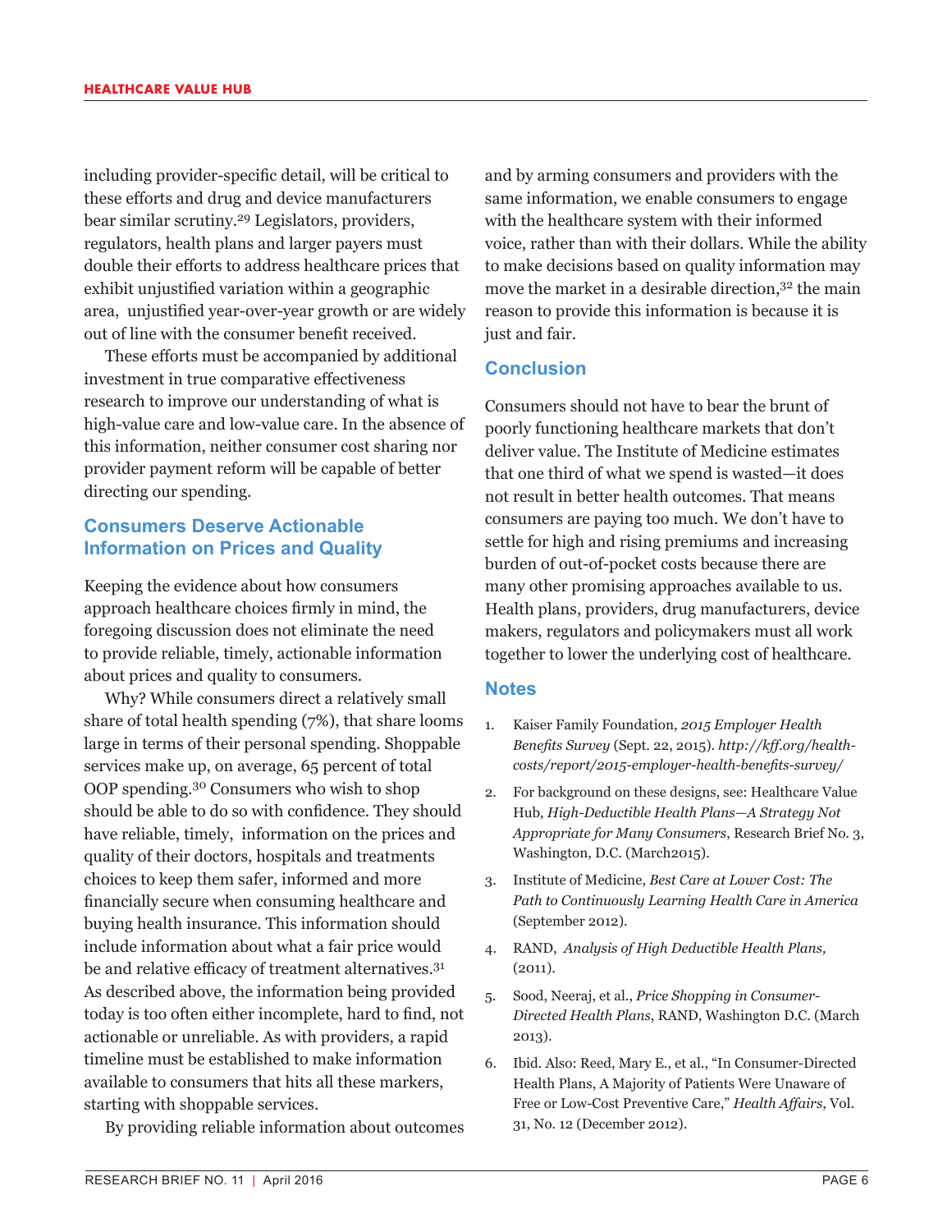including provider-specific detail, will be critical to these efforts and drug and device manufacturers bear similar scrutiny.[29] Legislators, providers, regulators, health plans and larger payers must double their efforts to address healthcare prices that exhibit unjustified variation within a geographic area, unjustified year-over-year growth or are widely out of line with the consumer benefit received.

These efforts must be accompanied by additional investment in true comparative effectiveness research to improve our understanding of what is high-value care and low-value care. In the absence of this information, neither consumer cost sharing nor provider payment reform will be capable of better directing our spending.

## Consumers Deserve Actionable Information on Prices and Quality

Keeping the evidence about how consumers approach healthcare choices firmly in mind, the foregoing discussion does not eliminate the need to provide reliable, timely, actionable information about prices and quality to consumers.

Why? While consumers direct a relatively small share of total health spending (7%), that share looms large in terms of their personal spending. Shoppable services make up, on average, 65 percent of total OOP spending.[30] Consumers who wish to shop should be able to do so with confidence. They should have reliable, timely, information on the prices and quality of their doctors, hospitals and treatments choices to keep them safer, informed and more financially secure when consuming healthcare and buying health insurance. This information should include information about what a fair price would be and relative efficacy of treatment alternatives.[31] As described above, the information being provided today is too often either incomplete, hard to find, not actionable or unreliable. As with providers, a rapid timeline must be established to make information available to consumers that hits all these markers, starting with shoppable services.

By providing reliable information about outcomes and by arming consumers and providers with the same information, we enable consumers to engage with the healthcare system with their informed voice, rather than with their dollars. While the ability to make decisions based on quality information may move the market in a desirable direction,[32] the main reason to provide this information is because it is just and fair.

## Conclusion

Consumers should not have to bear the brunt of poorly functioning healthcare markets that don't deliver value. The Institute of Medicine estimates that one third of what we spend is wasted—it does not result in better health outcomes. That means consumers are paying too much. We don't have to settle for high and rising premiums and increasing burden of out-of-pocket costs because there are many other promising approaches available to us. Health plans, providers, drug manufacturers, device makers, regulators and policymakers must all work together to lower the underlying cost of healthcare.

## Notes

1. Kaiser Family Foundation, *2015 Employer Health Benefits Survey* (Sept. 22, 2015). *http://kff.org/health-costs/report/2015-employer-health-benefits-survey/*
2. For background on these designs, see: Healthcare Value Hub, *High-Deductible Health Plans—A Strategy Not Appropriate for Many Consumers*, Research Brief No. 3, Washington, D.C. (March2015).
3. Institute of Medicine, *Best Care at Lower Cost: The Path to Continuously Learning Health Care in America* (September 2012).
4. RAND, *Analysis of High Deductible Health Plans,* (2011).
5. Sood, Neeraj, et al., *Price Shopping in Consumer-Directed Health Plans*, RAND, Washington D.C. (March 2013).
6. Ibid. Also: Reed, Mary E., et al., "In Consumer-Directed Health Plans, A Majority of Patients Were Unaware of Free or Low-Cost Preventive Care," *Health Affairs*, Vol. 31, No. 12 (December 2012).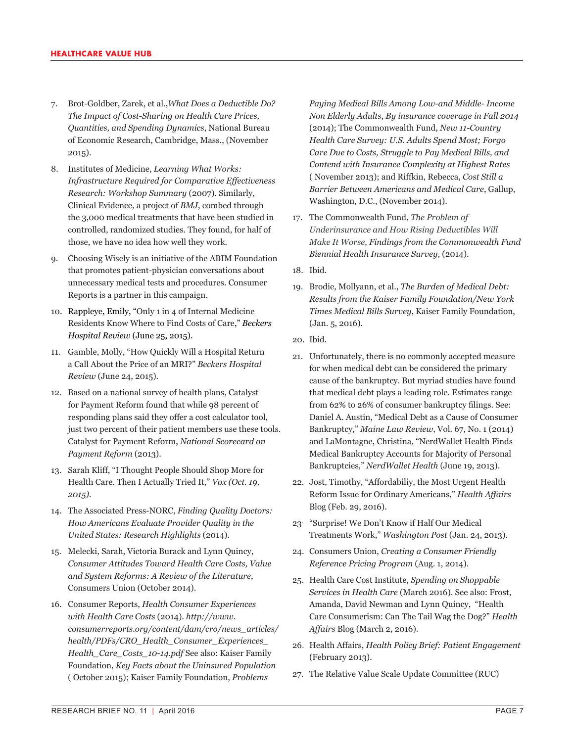7. Brot-Goldber, Zarek, et al.,*What Does a Deductible Do? The Impact of Cost-Sharing on Health Care Prices, Quantities, and Spending Dynamics*, National Bureau of Economic Research, Cambridge, Mass., (November 2015).
8. Institutes of Medicine, *Learning What Works: Infrastructure Required for Comparative Effectiveness Research: Workshop Summary* (2007). Similarly, Clinical Evidence, a project of *BMJ*, combed through the 3,000 medical treatments that have been studied in controlled, randomized studies. They found, for half of those, we have no idea how well they work.
9. Choosing Wisely is an initiative of the ABIM Foundation that promotes patient-physician conversations about unnecessary medical tests and procedures. Consumer Reports is a partner in this campaign.
10. Rappleye, Emily, "Only 1 in 4 of Internal Medicine Residents Know Where to Find Costs of Care," *Beckers Hospital Review* (June 25, 2015).
11. Gamble, Molly, "How Quickly Will a Hospital Return a Call About the Price of an MRI?" *Beckers Hospital Review* (June 24, 2015).
12. Based on a national survey of health plans, Catalyst for Payment Reform found that while 98 percent of responding plans said they offer a cost calculator tool, just two percent of their patient members use these tools. Catalyst for Payment Reform, *National Scorecard on Payment Reform* (2013).
13. Sarah Kliff, "I Thought People Should Shop More for Health Care. Then I Actually Tried It," *Vox (Oct. 19, 2015).*
14. The Associated Press-NORC, *Finding Quality Doctors: How Americans Evaluate Provider Quality in the United States: Research Highlights* (2014).
15. Melecki, Sarah, Victoria Burack and Lynn Quincy, *Consumer Attitudes Toward Health Care Costs, Value and System Reforms: A Review of the Literature*, Consumers Union (October 2014).
16. Consumer Reports, *Health Consumer Experiences with Health Care Costs* (2014). *http://www.consumerreports.org/content/dam/cro/news_articles/health/PDFs/CRO_Health_Consumer_Experiences_Health_Care_Costs_10-14.pdf* See also: Kaiser Family Foundation, *Key Facts about the Uninsured Population* ( October 2015); Kaiser Family Foundation, *Problems Paying Medical Bills Among Low-and Middle- Income Non Elderly Adults, By insurance coverage in Fall 2014* (2014); The Commonwealth Fund, *New 11-Country Health Care Survey: U.S. Adults Spend Most; Forgo Care Due to Costs, Struggle to Pay Medical Bills, and Contend with Insurance Complexity at Highest Rates* ( November 2013); and Riffkin, Rebecca, *Cost Still a Barrier Between Americans and Medical Care*, Gallup, Washington, D.C., (November 2014).
17. The Commonwealth Fund, *The Problem of Underinsurance and How Rising Deductibles Will Make It Worse, Findings from the Commonwealth Fund Biennial Health Insurance Survey*, (2014).
18. Ibid.
19. Brodie, Mollyann, et al., *The Burden of Medical Debt: Results from the Kaiser Family Foundation/New York Times Medical Bills Survey*, Kaiser Family Foundation, (Jan. 5, 2016).
20. Ibid.
21. Unfortunately, there is no commonly accepted measure for when medical debt can be considered the primary cause of the bankruptcy. But myriad studies have found that medical debt plays a leading role. Estimates range from 62% to 26% of consumer bankruptcy filings. See: Daniel A. Austin, "Medical Debt as a Cause of Consumer Bankruptcy," *Maine Law Review*, Vol. 67, No. 1 (2014) and LaMontagne, Christina, "NerdWallet Health Finds Medical Bankruptcy Accounts for Majority of Personal Bankruptcies," *NerdWallet Health* (June 19, 2013).
22. Jost, Timothy, "Affordabiliy, the Most Urgent Health Reform Issue for Ordinary Americans," *Health Affairs* Blog (Feb. 29, 2016).
23. "Surprise! We Don't Know if Half Our Medical Treatments Work," *Washington Post* (Jan. 24, 2013).
24. Consumers Union, *Creating a Consumer Friendly Reference Pricing Program* (Aug. 1, 2014).
25. Health Care Cost Institute, *Spending on Shoppable Services in Health Care* (March 2016). See also: Frost, Amanda, David Newman and Lynn Quincy, "Health Care Consumerism: Can The Tail Wag the Dog?" *Health Affairs* Blog (March 2, 2016).
26. Health Affairs, *Health Policy Brief: Patient Engagement* (February 2013).
27. The Relative Value Scale Update Committee (RUC)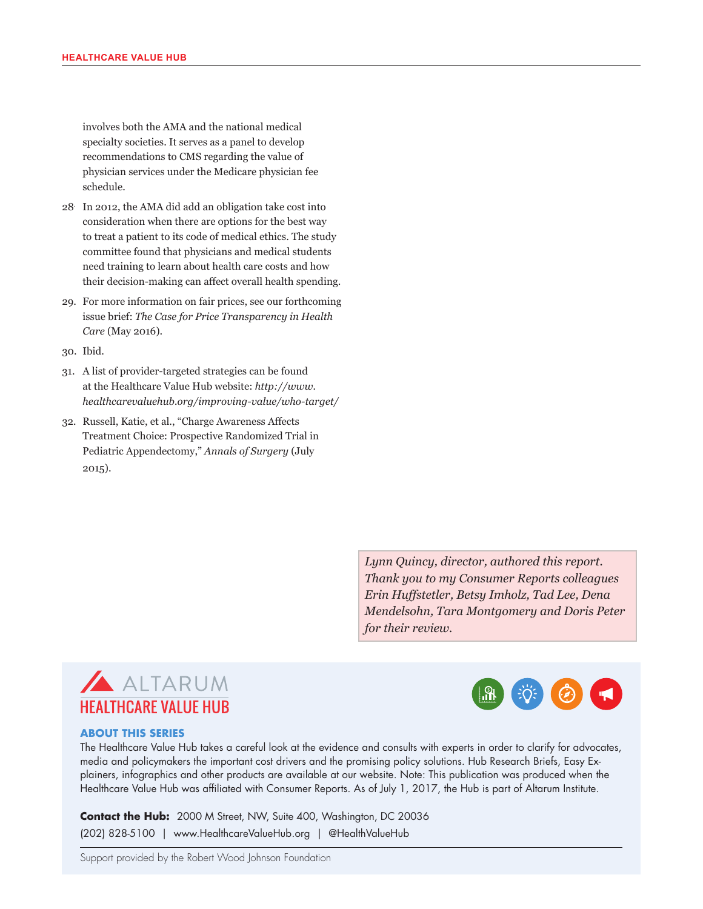involves both the AMA and the national medical specialty societies. It serves as a panel to develop recommendations to CMS regarding the value of physician services under the Medicare physician fee schedule.

28. In 2012, the AMA did add an obligation take cost into consideration when there are options for the best way to treat a patient to its code of medical ethics. The study committee found that physicians and medical students need training to learn about health care costs and how their decision-making can affect overall health spending.

29. For more information on fair prices, see our forthcoming issue brief: *The Case for Price Transparency in Health Care* (May 2016).

30. Ibid.

31. A list of provider-targeted strategies can be found at the Healthcare Value Hub website: *http://www.healthcarevaluehub.org/improving-value/who-target/*

32. Russell, Katie, et al., "Charge Awareness Affects Treatment Choice: Prospective Randomized Trial in Pediatric Appendectomy," *Annals of Surgery* (July 2015).

*Lynn Quincy, director, authored this report. Thank you to my Consumer Reports colleagues Erin Huffstetler, Betsy Imholz, Tad Lee, Dena Mendelsohn, Tara Montgomery and Doris Peter for their review.*

ALTARUM
HEALTHCARE VALUE HUB

**ABOUT THIS SERIES**

The Healthcare Value Hub takes a careful look at the evidence and consults with experts in order to clarify for advocates, media and policymakers the important cost drivers and the promising policy solutions. Hub Research Briefs, Easy Explainers, infographics and other products are available at our website. Note: This publication was produced when the Healthcare Value Hub was affiliated with Consumer Reports. As of July 1, 2017, the Hub is part of Altarum Institute.

**Contact the Hub:** 2000 M Street, NW, Suite 400, Washington, DC 20036
(202) 828-5100 | www.HealthcareValueHub.org | @HealthValueHub

Support provided by the Robert Wood Johnson Foundation